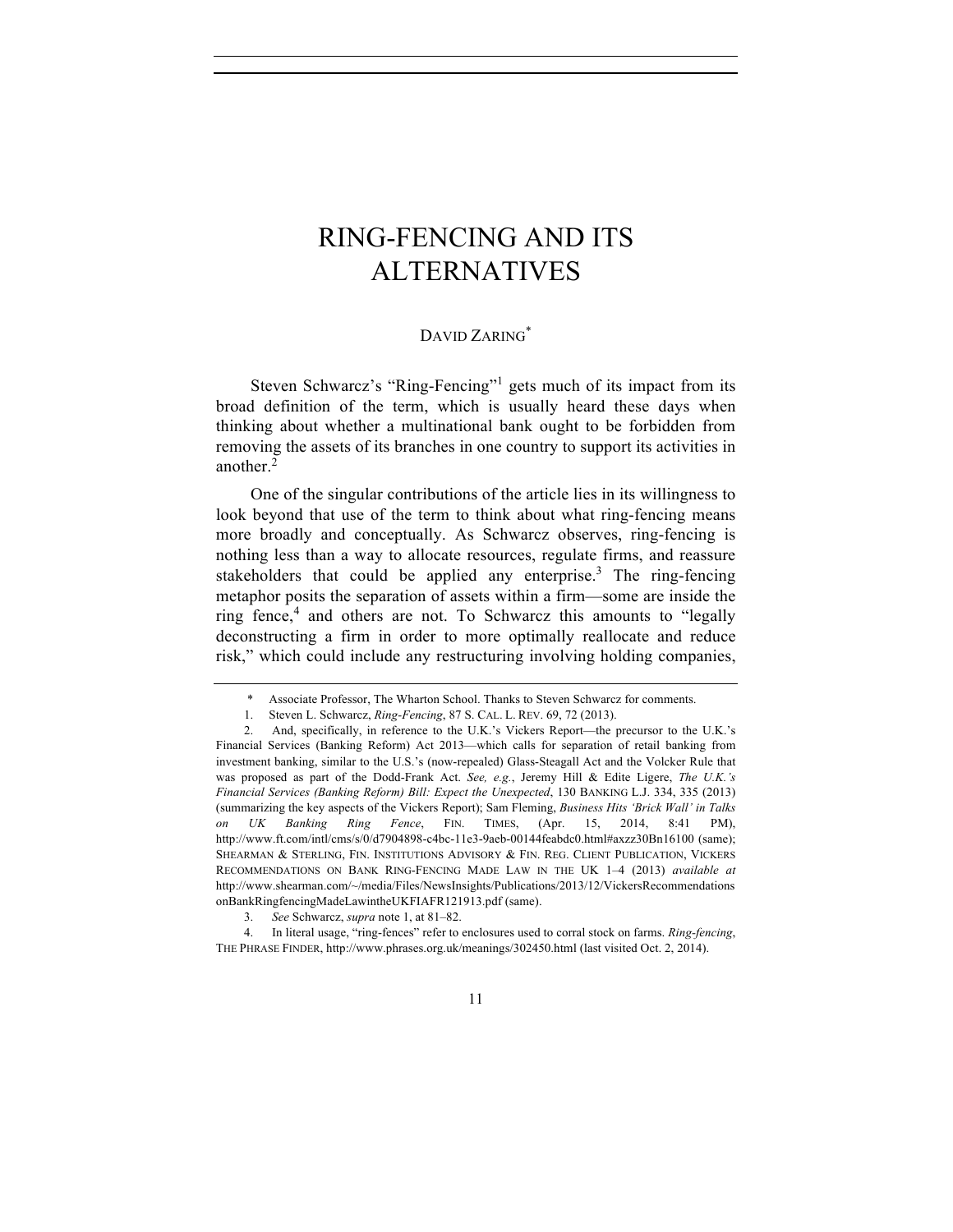# RING-FENCING AND ITS ALTERNATIVES

DAVID ZARING[*]

Steven Schwarcz's "Ring-Fencing"[1] gets much of its impact from its broad definition of the term, which is usually heard these days when thinking about whether a multinational bank ought to be forbidden from removing the assets of its branches in one country to support its activities in another.[2]

One of the singular contributions of the article lies in its willingness to look beyond that use of the term to think about what ring-fencing means more broadly and conceptually. As Schwarcz observes, ring-fencing is nothing less than a way to allocate resources, regulate firms, and reassure stakeholders that could be applied any enterprise.[3] The ring-fencing metaphor posits the separation of assets within a firm—some are inside the ring fence,[4] and others are not. To Schwarcz this amounts to "legally deconstructing a firm in order to more optimally reallocate and reduce risk," which could include any restructuring involving holding companies,

---

\* Associate Professor, The Wharton School. Thanks to Steven Schwarcz for comments.

1. Steven L. Schwarcz, *Ring-Fencing*, 87 S. CAL. L. REV. 69, 72 (2013).

2. And, specifically, in reference to the U.K.'s Vickers Report—the precursor to the U.K.'s Financial Services (Banking Reform) Act 2013—which calls for separation of retail banking from investment banking, similar to the U.S.'s (now-repealed) Glass-Steagall Act and the Volcker Rule that was proposed as part of the Dodd-Frank Act. *See, e.g.*, Jeremy Hill & Edite Ligere, *The U.K.'s Financial Services (Banking Reform) Bill: Expect the Unexpected*, 130 BANKING L.J. 334, 335 (2013) (summarizing the key aspects of the Vickers Report); Sam Fleming, *Business Hits 'Brick Wall' in Talks on UK Banking Ring Fence*, FIN. TIMES, (Apr. 15, 2014, 8:41 PM), http://www.ft.com/intl/cms/s/0/d7904898-c4bc-11e3-9aeb-00144feabdc0.html#axzz30Bn16100 (same); SHEARMAN & STERLING, FIN. INSTITUTIONS ADVISORY & FIN. REG. CLIENT PUBLICATION, VICKERS RECOMMENDATIONS ON BANK RING-FENCING MADE LAW IN THE UK 1–4 (2013) *available at* http://www.shearman.com/~/media/Files/NewsInsights/Publications/2013/12/VickersRecommendationsonBankRingfencingMadeLawintheUKFIAFR121913.pdf (same).

3. *See* Schwarcz, *supra* note 1, at 81–82.

4. In literal usage, "ring-fences" refer to enclosures used to corral stock on farms. *Ring-fencing*, THE PHRASE FINDER, http://www.phrases.org.uk/meanings/302450.html (last visited Oct. 2, 2014).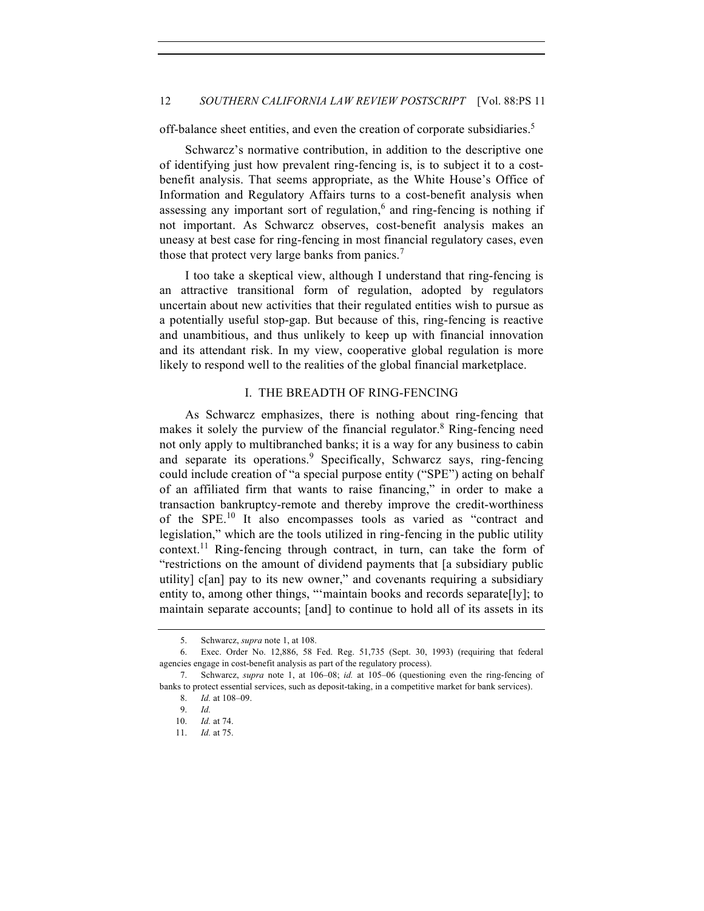off-balance sheet entities, and even the creation of corporate subsidiaries.[5]

Schwarcz's normative contribution, in addition to the descriptive one of identifying just how prevalent ring-fencing is, is to subject it to a cost-benefit analysis. That seems appropriate, as the White House's Office of Information and Regulatory Affairs turns to a cost-benefit analysis when assessing any important sort of regulation,[6] and ring-fencing is nothing if not important. As Schwarcz observes, cost-benefit analysis makes an uneasy at best case for ring-fencing in most financial regulatory cases, even those that protect very large banks from panics.[7]

I too take a skeptical view, although I understand that ring-fencing is an attractive transitional form of regulation, adopted by regulators uncertain about new activities that their regulated entities wish to pursue as a potentially useful stop-gap. But because of this, ring-fencing is reactive and unambitious, and thus unlikely to keep up with financial innovation and its attendant risk. In my view, cooperative global regulation is more likely to respond well to the realities of the global financial marketplace.

## I. THE BREADTH OF RING-FENCING

As Schwarcz emphasizes, there is nothing about ring-fencing that makes it solely the purview of the financial regulator.[8] Ring-fencing need not only apply to multibranched banks; it is a way for any business to cabin and separate its operations.[9] Specifically, Schwarcz says, ring-fencing could include creation of "a special purpose entity ("SPE") acting on behalf of an affiliated firm that wants to raise financing," in order to make a transaction bankruptcy-remote and thereby improve the credit-worthiness of the SPE.[10] It also encompasses tools as varied as "contract and legislation," which are the tools utilized in ring-fencing in the public utility context.[11] Ring-fencing through contract, in turn, can take the form of "restrictions on the amount of dividend payments that [a subsidiary public utility] c[an] pay to its new owner," and covenants requiring a subsidiary entity to, among other things, "'maintain books and records separate[ly]; to maintain separate accounts; [and] to continue to hold all of its assets in its

---

5. Schwarcz, *supra* note 1, at 108.

6. Exec. Order No. 12,886, 58 Fed. Reg. 51,735 (Sept. 30, 1993) (requiring that federal agencies engage in cost-benefit analysis as part of the regulatory process).

7. Schwarcz, *supra* note 1, at 106–08; *id.* at 105–06 (questioning even the ring-fencing of banks to protect essential services, such as deposit-taking, in a competitive market for bank services).

8. *Id.* at 108–09.

9. *Id.*

10. *Id.* at 74.

11. *Id.* at 75.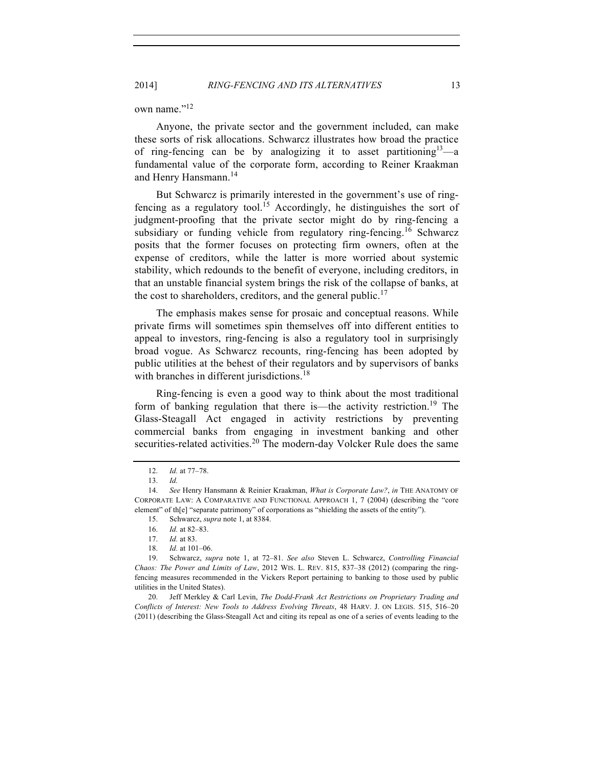own name."[12]

Anyone, the private sector and the government included, can make these sorts of risk allocations. Schwarcz illustrates how broad the practice of ring-fencing can be by analogizing it to asset partitioning[13]—a fundamental value of the corporate form, according to Reiner Kraakman and Henry Hansmann.[14]

But Schwarcz is primarily interested in the government's use of ring-fencing as a regulatory tool.[15] Accordingly, he distinguishes the sort of judgment-proofing that the private sector might do by ring-fencing a subsidiary or funding vehicle from regulatory ring-fencing.[16] Schwarcz posits that the former focuses on protecting firm owners, often at the expense of creditors, while the latter is more worried about systemic stability, which redounds to the benefit of everyone, including creditors, in that an unstable financial system brings the risk of the collapse of banks, at the cost to shareholders, creditors, and the general public.[17]

The emphasis makes sense for prosaic and conceptual reasons. While private firms will sometimes spin themselves off into different entities to appeal to investors, ring-fencing is also a regulatory tool in surprisingly broad vogue. As Schwarcz recounts, ring-fencing has been adopted by public utilities at the behest of their regulators and by supervisors of banks with branches in different jurisdictions.[18]

Ring-fencing is even a good way to think about the most traditional form of banking regulation that there is—the activity restriction.[19] The Glass-Steagall Act engaged in activity restrictions by preventing commercial banks from engaging in investment banking and other securities-related activities.[20] The modern-day Volcker Rule does the same

---

12. *Id.* at 77–78.

13. *Id.*

14. *See* Henry Hansmann & Reinier Kraakman, *What is Corporate Law?*, *in* THE ANATOMY OF CORPORATE LAW: A COMPARATIVE AND FUNCTIONAL APPROACH 1, 7 (2004) (describing the "core element" of th[e] "separate patrimony" of corporations as "shielding the assets of the entity").

15. Schwarcz, *supra* note 1, at 8384.

16. *Id.* at 82–83.

17. *Id.* at 83.

18. *Id.* at 101–06.

19. Schwarcz, *supra* note 1, at 72–81. *See also* Steven L. Schwarcz, *Controlling Financial Chaos: The Power and Limits of Law*, 2012 WIS. L. REV. 815, 837–38 (2012) (comparing the ring-fencing measures recommended in the Vickers Report pertaining to banking to those used by public utilities in the United States).

20. Jeff Merkley & Carl Levin, *The Dodd-Frank Act Restrictions on Proprietary Trading and Conflicts of Interest: New Tools to Address Evolving Threats*, 48 HARV. J. ON LEGIS. 515, 516–20 (2011) (describing the Glass-Steagall Act and citing its repeal as one of a series of events leading to the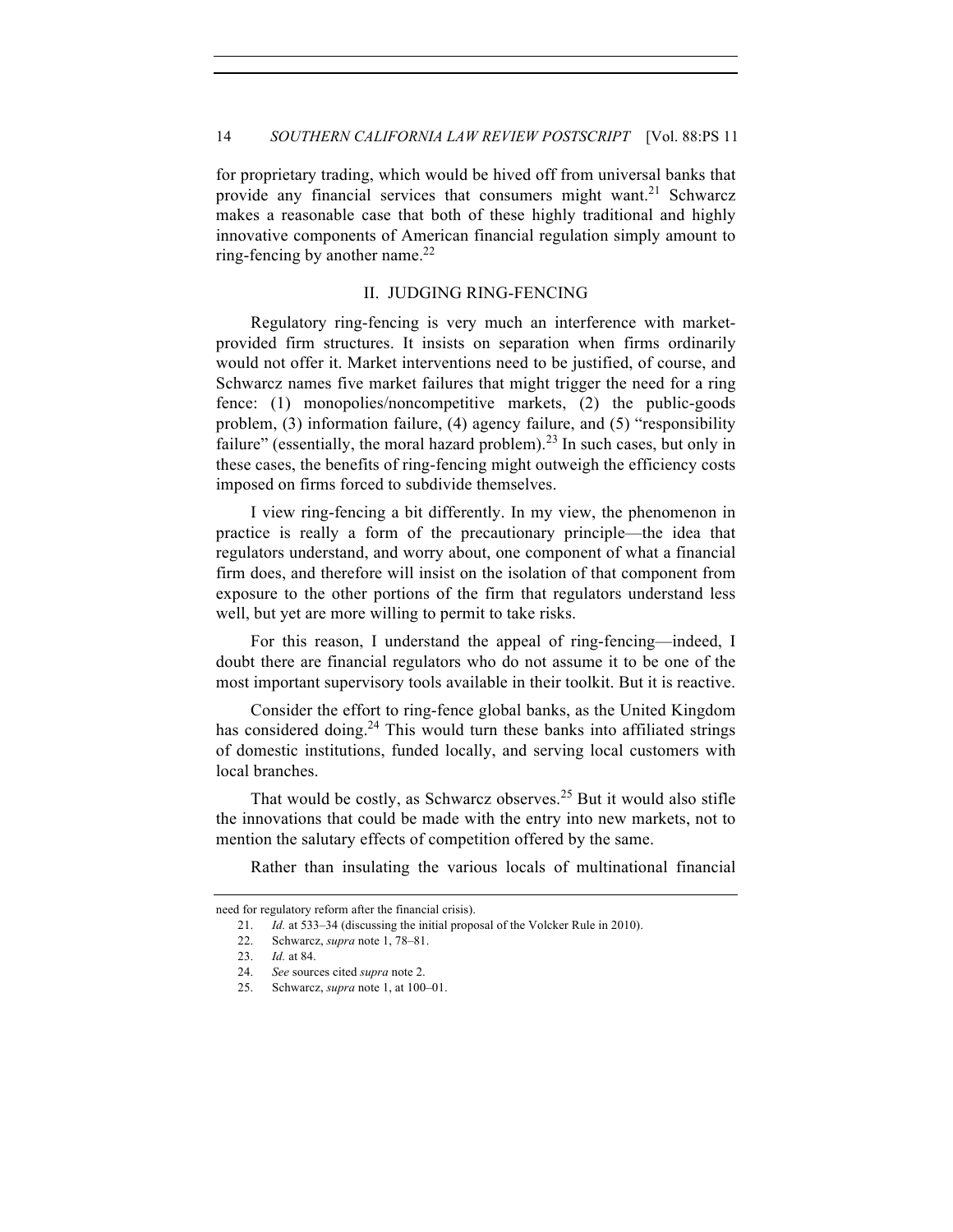for proprietary trading, which would be hived off from universal banks that provide any financial services that consumers might want.[21] Schwarcz makes a reasonable case that both of these highly traditional and highly innovative components of American financial regulation simply amount to ring-fencing by another name.[22]

## II. JUDGING RING-FENCING

Regulatory ring-fencing is very much an interference with market-provided firm structures. It insists on separation when firms ordinarily would not offer it. Market interventions need to be justified, of course, and Schwarcz names five market failures that might trigger the need for a ring fence: (1) monopolies/noncompetitive markets, (2) the public-goods problem, (3) information failure, (4) agency failure, and (5) "responsibility failure" (essentially, the moral hazard problem).[23] In such cases, but only in these cases, the benefits of ring-fencing might outweigh the efficiency costs imposed on firms forced to subdivide themselves.

I view ring-fencing a bit differently. In my view, the phenomenon in practice is really a form of the precautionary principle—the idea that regulators understand, and worry about, one component of what a financial firm does, and therefore will insist on the isolation of that component from exposure to the other portions of the firm that regulators understand less well, but yet are more willing to permit to take risks.

For this reason, I understand the appeal of ring-fencing—indeed, I doubt there are financial regulators who do not assume it to be one of the most important supervisory tools available in their toolkit. But it is reactive.

Consider the effort to ring-fence global banks, as the United Kingdom has considered doing.[24] This would turn these banks into affiliated strings of domestic institutions, funded locally, and serving local customers with local branches.

That would be costly, as Schwarcz observes.[25] But it would also stifle the innovations that could be made with the entry into new markets, not to mention the salutary effects of competition offered by the same.

Rather than insulating the various locals of multinational financial

---

need for regulatory reform after the financial crisis).

21. *Id.* at 533–34 (discussing the initial proposal of the Volcker Rule in 2010).

22. Schwarcz, *supra* note 1, 78–81.

23. *Id.* at 84.

24. *See* sources cited *supra* note 2.

25. Schwarcz, *supra* note 1, at 100–01.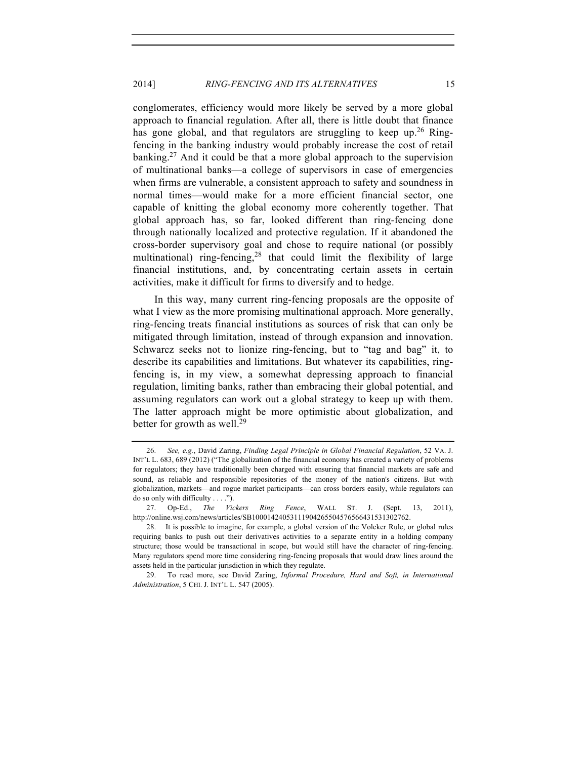conglomerates, efficiency would more likely be served by a more global approach to financial regulation. After all, there is little doubt that finance has gone global, and that regulators are struggling to keep up.[26] Ring-fencing in the banking industry would probably increase the cost of retail banking.[27] And it could be that a more global approach to the supervision of multinational banks—a college of supervisors in case of emergencies when firms are vulnerable, a consistent approach to safety and soundness in normal times—would make for a more efficient financial sector, one capable of knitting the global economy more coherently together. That global approach has, so far, looked different than ring-fencing done through nationally localized and protective regulation. If it abandoned the cross-border supervisory goal and chose to require national (or possibly multinational) ring-fencing,[28] that could limit the flexibility of large financial institutions, and, by concentrating certain assets in certain activities, make it difficult for firms to diversify and to hedge.

In this way, many current ring-fencing proposals are the opposite of what I view as the more promising multinational approach. More generally, ring-fencing treats financial institutions as sources of risk that can only be mitigated through limitation, instead of through expansion and innovation. Schwarcz seeks not to lionize ring-fencing, but to "tag and bag" it, to describe its capabilities and limitations. But whatever its capabilities, ring-fencing is, in my view, a somewhat depressing approach to financial regulation, limiting banks, rather than embracing their global potential, and assuming regulators can work out a global strategy to keep up with them. The latter approach might be more optimistic about globalization, and better for growth as well.[29]

---

26. *See, e.g.*, David Zaring, *Finding Legal Principle in Global Financial Regulation*, 52 VA. J. INT'L L. 683, 689 (2012) ("The globalization of the financial economy has created a variety of problems for regulators; they have traditionally been charged with ensuring that financial markets are safe and sound, as reliable and responsible repositories of the money of the nation's citizens. But with globalization, markets—and rogue market participants—can cross borders easily, while regulators can do so only with difficulty . . . .").

27. Op-Ed., *The Vickers Ring Fence*, WALL ST. J. (Sept. 13, 2011), http://online.wsj.com/news/articles/SB10001424053111904265504576566431531302762.

28. It is possible to imagine, for example, a global version of the Volcker Rule, or global rules requiring banks to push out their derivatives activities to a separate entity in a holding company structure; those would be transactional in scope, but would still have the character of ring-fencing. Many regulators spend more time considering ring-fencing proposals that would draw lines around the assets held in the particular jurisdiction in which they regulate.

29. To read more, see David Zaring, *Informal Procedure, Hard and Soft, in International Administration*, 5 CHI. J. INT'L L. 547 (2005).